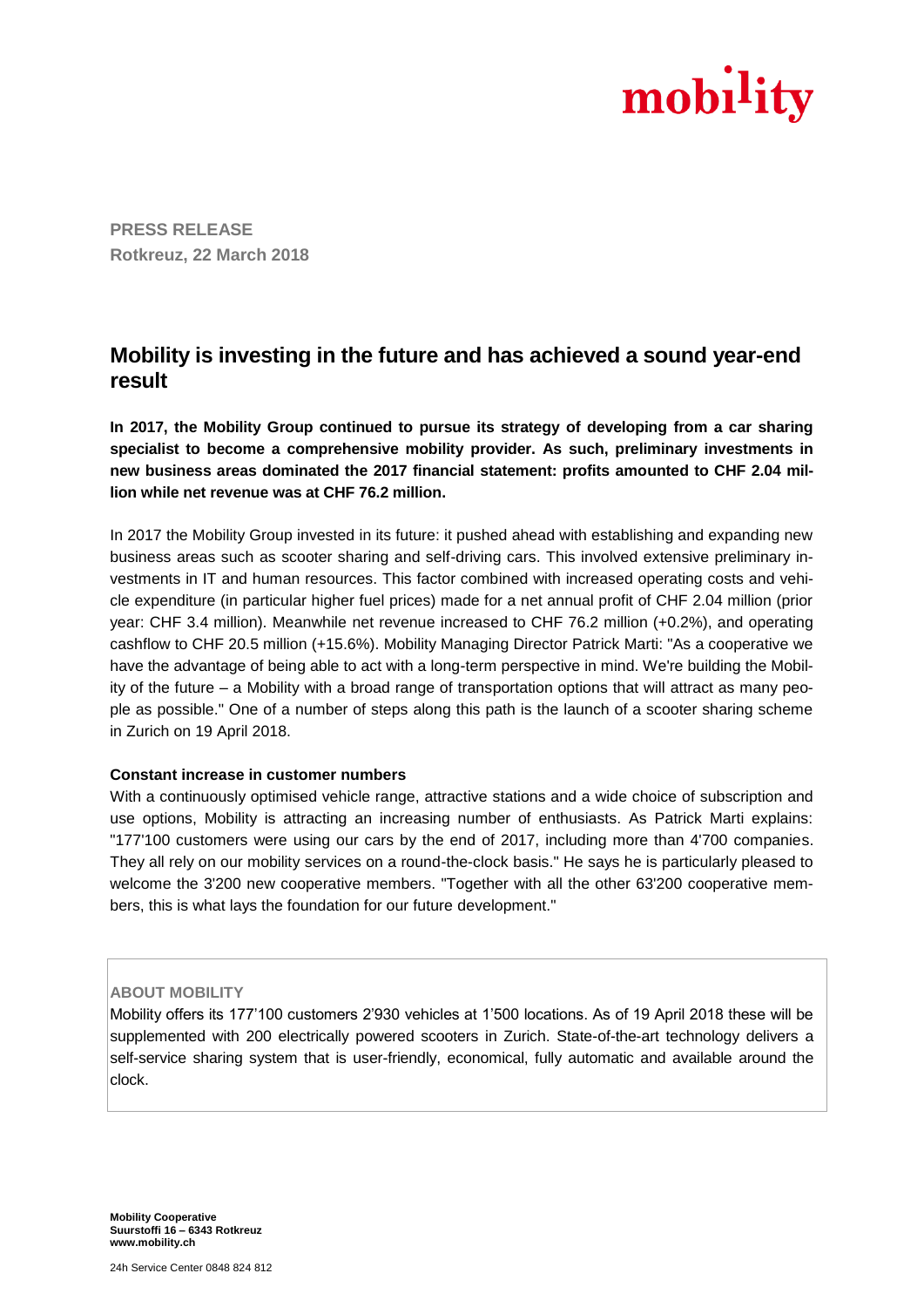mobility

**PRESS RELEASE**
**Rotkreuz, 22 March 2018**

# Mobility is investing in the future and has achieved a sound year-end result

**In 2017, the Mobility Group continued to pursue its strategy of developing from a car sharing specialist to become a comprehensive mobility provider. As such, preliminary investments in new business areas dominated the 2017 financial statement: profits amounted to CHF 2.04 million while net revenue was at CHF 76.2 million.**

In 2017 the Mobility Group invested in its future: it pushed ahead with establishing and expanding new business areas such as scooter sharing and self-driving cars. This involved extensive preliminary investments in IT and human resources. This factor combined with increased operating costs and vehicle expenditure (in particular higher fuel prices) made for a net annual profit of CHF 2.04 million (prior year: CHF 3.4 million). Meanwhile net revenue increased to CHF 76.2 million (+0.2%), and operating cashflow to CHF 20.5 million (+15.6%). Mobility Managing Director Patrick Marti: "As a cooperative we have the advantage of being able to act with a long-term perspective in mind. We're building the Mobility of the future – a Mobility with a broad range of transportation options that will attract as many people as possible." One of a number of steps along this path is the launch of a scooter sharing scheme in Zurich on 19 April 2018.

**Constant increase in customer numbers**

With a continuously optimised vehicle range, attractive stations and a wide choice of subscription and use options, Mobility is attracting an increasing number of enthusiasts. As Patrick Marti explains: "177'100 customers were using our cars by the end of 2017, including more than 4'700 companies. They all rely on our mobility services on a round-the-clock basis." He says he is particularly pleased to welcome the 3'200 new cooperative members. "Together with all the other 63'200 cooperative members, this is what lays the foundation for our future development."

**ABOUT MOBILITY**

Mobility offers its 177'100 customers 2'930 vehicles at 1'500 locations. As of 19 April 2018 these will be supplemented with 200 electrically powered scooters in Zurich. State-of-the-art technology delivers a self-service sharing system that is user-friendly, economical, fully automatic and available around the clock.

**Mobility Cooperative**
**Suurstoffi 16 – 6343 Rotkreuz**
**www.mobility.ch**

24h Service Center 0848 824 812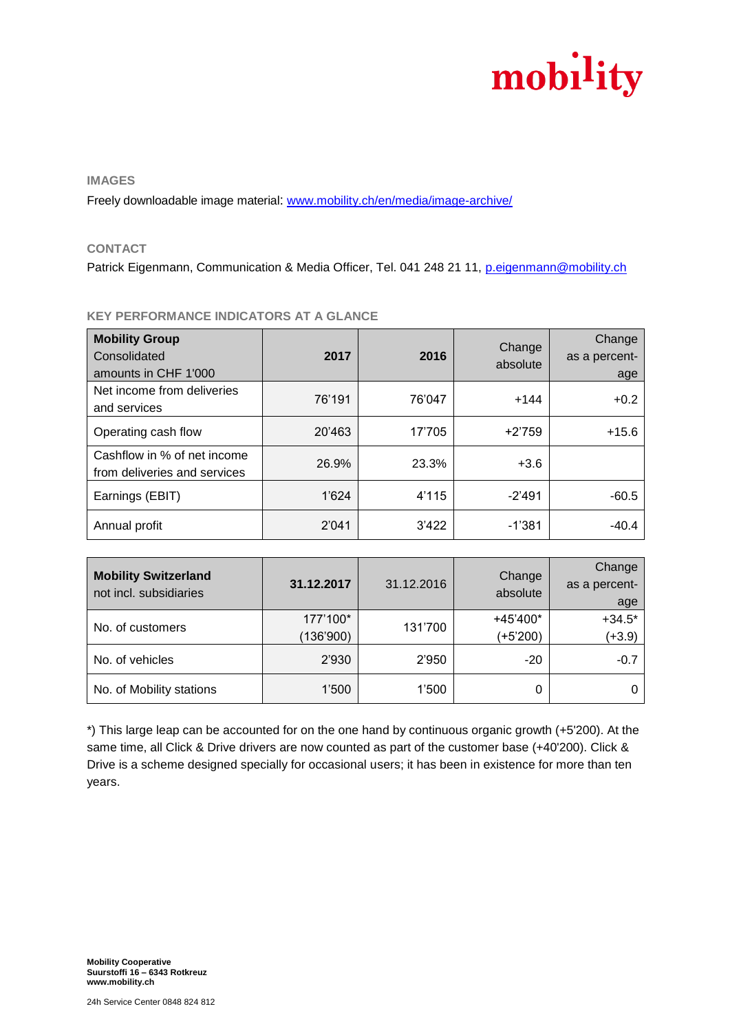**IMAGES**

Freely downloadable image material: [www.mobility.ch/en/media/image-archive/](www.mobility.ch/en/media/image-archive/)

**CONTACT**

Patrick Eigenmann, Communication & Media Officer, Tel. 041 248 21 11, [p.eigenmann@mobility.ch](mailto:p.eigenmann@mobility.ch)

**KEY PERFORMANCE INDICATORS AT A GLANCE**

| **Mobility Group** Consolidated amounts in CHF 1'000 | **2017** | **2016** | Change absolute | Change as a percentage |
|---|---|---|---|---|
| Net income from deliveries and services | 76'191 | 76'047 | +144 | +0.2 |
| Operating cash flow | 20'463 | 17'705 | +2'759 | +15.6 |
| Cashflow in % of net income from deliveries and services | 26.9% | 23.3% | +3.6 | |
| Earnings (EBIT) | 1'624 | 4'115 | -2'491 | -60.5 |
| Annual profit | 2'041 | 3'422 | -1'381 | -40.4 |

| **Mobility Switzerland** not incl. subsidiaries | **31.12.2017** | 31.12.2016 | Change absolute | Change as a percentage |
|---|---|---|---|---|
| No. of customers | 177'100* (136'900) | 131'700 | +45'400* (+5'200) | +34.5* (+3.9) |
| No. of vehicles | 2'930 | 2'950 | -20 | -0.7 |
| No. of Mobility stations | 1'500 | 1'500 | 0 | 0 |

*) This large leap can be accounted for on the one hand by continuous organic growth (+5'200). At the same time, all Click & Drive drivers are now counted as part of the customer base (+40'200). Click & Drive is a scheme designed specially for occasional users; it has been in existence for more than ten years.

**Mobility Cooperative**
**Suurstoffi 16 – 6343 Rotkreuz**
**www.mobility.ch**

24h Service Center 0848 824 812